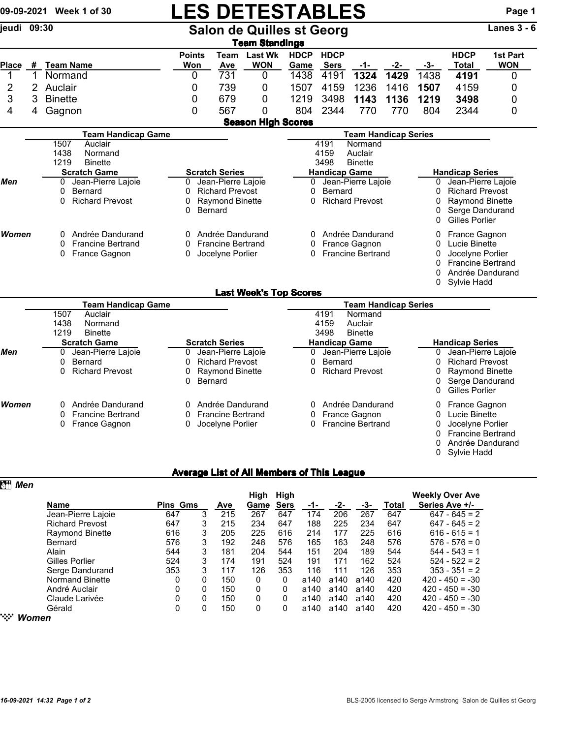# LES DETESTABLES

09-09-2021 Week 1 of 30

jeudi 09:30

## Salon de Quilles st Georg

Lanes 3 - 6

### Team Standings

| Place | # | Team Name | Points Won | Team Ave | Last Wk WON | HDCP Game | HDCP Sers | -1- | -2- | -3- | HDCP Total | 1st Part WON |
|---|---|---|---|---|---|---|---|---|---|---|---|---|
| 1 | 1 | Normand | 0 | 731 | 0 | 1438 | 4191 | **1324** | **1429** | 1438 | **4191** | 0 |
| 2 | 2 | Auclair | 0 | 739 | 0 | 1507 | 4159 | 1236 | 1416 | **1507** | 4159 | 0 |
| 3 | 3 | Binette | 0 | 679 | 0 | 1219 | 3498 | **1143** | **1136** | **1219** | **3498** | 0 |
| 4 | 4 | Gagnon | 0 | 567 | 0 | 804 | 2344 | 770 | 770 | 804 | 2344 | 0 |

### Season High Scores

**Team Handicap Game**
- 1507 Auclair
- 1438 Normand
- 1219 Binette

**Team Handicap Series**
- 4191 Normand
- 4159 Auclair
- 3498 Binette

**Men**

| Scratch Game | Scratch Series | Handicap Game | Handicap Series |
|---|---|---|---|
| 0 Jean-Pierre Lajoie | 0 Jean-Pierre Lajoie | 0 Jean-Pierre Lajoie | 0 Jean-Pierre Lajoie |
| 0 Bernard | 0 Richard Prevost | 0 Bernard | 0 Richard Prevost |
| 0 Richard Prevost | 0 Raymond Binette | 0 Richard Prevost | 0 Raymond Binette |
| | 0 Bernard | | 0 Serge Dandurand |
| | | | 0 Gilles Porlier |

**Women**

| Scratch Game | Scratch Series | Handicap Game | Handicap Series |
|---|---|---|---|
| 0 Andrée Dandurand | 0 Andrée Dandurand | 0 Andrée Dandurand | 0 France Gagnon |
| 0 Francine Bertrand | 0 Francine Bertrand | 0 France Gagnon | 0 Lucie Binette |
| 0 France Gagnon | 0 Jocelyne Porlier | 0 Francine Bertrand | 0 Jocelyne Porlier |
| | | | 0 Francine Bertrand |
| | | | 0 Andrée Dandurand |
| | | | 0 Sylvie Hadd |

### Last Week's Top Scores

**Team Handicap Game**
- 1507 Auclair
- 1438 Normand
- 1219 Binette

**Team Handicap Series**
- 4191 Normand
- 4159 Auclair
- 3498 Binette

**Men**

| Scratch Game | Scratch Series | Handicap Game | Handicap Series |
|---|---|---|---|
| 0 Jean-Pierre Lajoie | 0 Jean-Pierre Lajoie | 0 Jean-Pierre Lajoie | 0 Jean-Pierre Lajoie |
| 0 Bernard | 0 Richard Prevost | 0 Bernard | 0 Richard Prevost |
| 0 Richard Prevost | 0 Raymond Binette | 0 Richard Prevost | 0 Raymond Binette |
| | 0 Bernard | | 0 Serge Dandurand |
| | | | 0 Gilles Porlier |

**Women**

| Scratch Game | Scratch Series | Handicap Game | Handicap Series |
|---|---|---|---|
| 0 Andrée Dandurand | 0 Andrée Dandurand | 0 Andrée Dandurand | 0 France Gagnon |
| 0 Francine Bertrand | 0 Francine Bertrand | 0 France Gagnon | 0 Lucie Binette |
| 0 France Gagnon | 0 Jocelyne Porlier | 0 Francine Bertrand | 0 Jocelyne Porlier |
| | | | 0 Francine Bertrand |
| | | | 0 Andrée Dandurand |
| | | | 0 Sylvie Hadd |

### Average List of All Members of This League

**Men**

| Name | Pins | Gms | Ave | High Game | High Sers | -1- | -2- | -3- | Total | Weekly Over Ave Series Ave +/- |
|---|---|---|---|---|---|---|---|---|---|---|
| Jean-Pierre Lajoie | 647 | 3 | 215 | 267 | 647 | 174 | 206 | 267 | 647 | 647 - 645 = 2 |
| Richard Prevost | 647 | 3 | 215 | 234 | 647 | 188 | 225 | 234 | 647 | 647 - 645 = 2 |
| Raymond Binette | 616 | 3 | 205 | 225 | 616 | 214 | 177 | 225 | 616 | 616 - 615 = 1 |
| Bernard | 576 | 3 | 192 | 248 | 576 | 165 | 163 | 248 | 576 | 576 - 576 = 0 |
| Alain | 544 | 3 | 181 | 204 | 544 | 151 | 204 | 189 | 544 | 544 - 543 = 1 |
| Gilles Porlier | 524 | 3 | 174 | 191 | 524 | 191 | 171 | 162 | 524 | 524 - 522 = 2 |
| Serge Dandurand | 353 | 3 | 117 | 126 | 353 | 116 | 111 | 126 | 353 | 353 - 351 = 2 |
| Normand Binette | 0 | 0 | 150 | 0 | 0 | a140 | a140 | a140 | 420 | 420 - 450 = -30 |
| André Auclair | 0 | 0 | 150 | 0 | 0 | a140 | a140 | a140 | 420 | 420 - 450 = -30 |
| Claude Larivée | 0 | 0 | 150 | 0 | 0 | a140 | a140 | a140 | 420 | 420 - 450 = -30 |
| Gérald | 0 | 0 | 150 | 0 | 0 | a140 | a140 | a140 | 420 | 420 - 450 = -30 |

**Women**

16-09-2021 14:32

BLS-2005 licensed to Serge Armstrong Salon de Quilles st Georg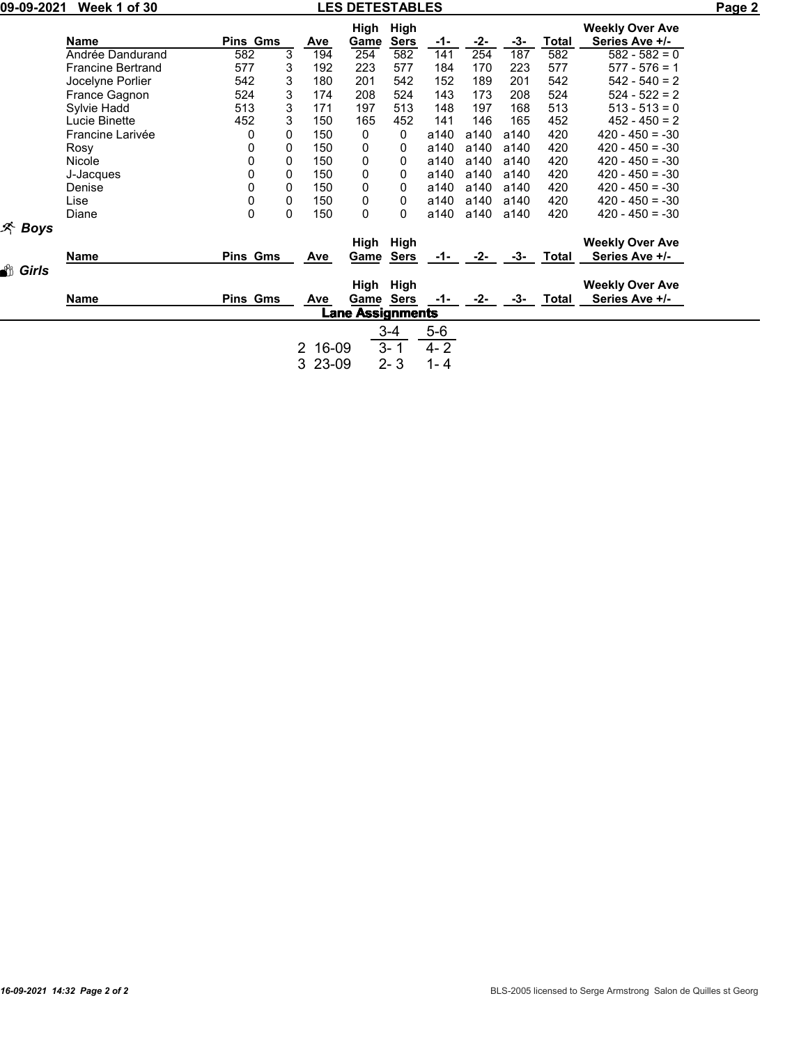| Name | Pins | Gms | Ave | High Game | High Sers | -1- | -2- | -3- | Total | Weekly Over Ave Series Ave +/- |
|---|---|---|---|---|---|---|---|---|---|---|
| Andrée Dandurand | 582 | 3 | 194 | 254 | 582 | 141 | 254 | 187 | 582 | 582 - 582 = 0 |
| Francine Bertrand | 577 | 3 | 192 | 223 | 577 | 184 | 170 | 223 | 577 | 577 - 576 = 1 |
| Jocelyne Porlier | 542 | 3 | 180 | 201 | 542 | 152 | 189 | 201 | 542 | 542 - 540 = 2 |
| France Gagnon | 524 | 3 | 174 | 208 | 524 | 143 | 173 | 208 | 524 | 524 - 522 = 2 |
| Sylvie Hadd | 513 | 3 | 171 | 197 | 513 | 148 | 197 | 168 | 513 | 513 - 513 = 0 |
| Lucie Binette | 452 | 3 | 150 | 165 | 452 | 141 | 146 | 165 | 452 | 452 - 450 = 2 |
| Francine Larivée | 0 | 0 | 150 | 0 | 0 | a140 | a140 | a140 | 420 | 420 - 450 = -30 |
| Rosy | 0 | 0 | 150 | 0 | 0 | a140 | a140 | a140 | 420 | 420 - 450 = -30 |
| Nicole | 0 | 0 | 150 | 0 | 0 | a140 | a140 | a140 | 420 | 420 - 450 = -30 |
| J-Jacques | 0 | 0 | 150 | 0 | 0 | a140 | a140 | a140 | 420 | 420 - 450 = -30 |
| Denise | 0 | 0 | 150 | 0 | 0 | a140 | a140 | a140 | 420 | 420 - 450 = -30 |
| Lise | 0 | 0 | 150 | 0 | 0 | a140 | a140 | a140 | 420 | 420 - 450 = -30 |
| Diane | 0 | 0 | 150 | 0 | 0 | a140 | a140 | a140 | 420 | 420 - 450 = -30 |

### Boys

| Name | Pins | Gms | Ave | High Game | High Sers | -1- | -2- | -3- | Total | Weekly Over Ave Series Ave +/- |
|---|---|---|---|---|---|---|---|---|---|---|

### Girls

| Name | Pins | Gms | Ave | High Game | High Sers | -1- | -2- | -3- | Total | Weekly Over Ave Series Ave +/- |
|---|---|---|---|---|---|---|---|---|---|---|

## Lane Assignments

| | | 3-4 | 5-6 |
|---|---|---|---|
| 2 | 16-09 | 3- 1 | 4- 2 |
| 3 | 23-09 | 2- 3 | 1- 4 |